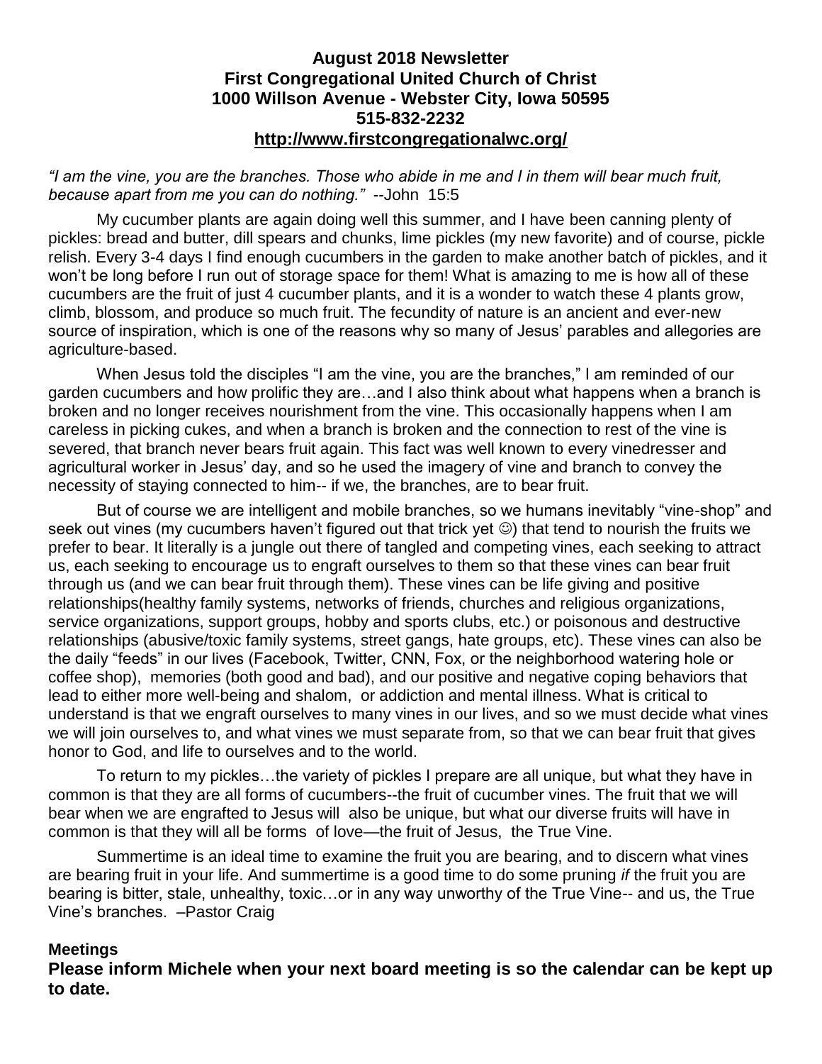**August 2018 Newsletter**
**First Congregational United Church of Christ**
**1000 Willson Avenue - Webster City, Iowa 50595**
**515-832-2232**
**http://www.firstcongregationalwc.org/**

*"I am the vine, you are the branches. Those who abide in me and I in them will bear much fruit, because apart from me you can do nothing."* --John 15:5

My cucumber plants are again doing well this summer, and I have been canning plenty of pickles: bread and butter, dill spears and chunks, lime pickles (my new favorite) and of course, pickle relish. Every 3-4 days I find enough cucumbers in the garden to make another batch of pickles, and it won't be long before I run out of storage space for them! What is amazing to me is how all of these cucumbers are the fruit of just 4 cucumber plants, and it is a wonder to watch these 4 plants grow, climb, blossom, and produce so much fruit. The fecundity of nature is an ancient and ever-new source of inspiration, which is one of the reasons why so many of Jesus' parables and allegories are agriculture-based.

When Jesus told the disciples "I am the vine, you are the branches," I am reminded of our garden cucumbers and how prolific they are…and I also think about what happens when a branch is broken and no longer receives nourishment from the vine. This occasionally happens when I am careless in picking cukes, and when a branch is broken and the connection to rest of the vine is severed, that branch never bears fruit again. This fact was well known to every vinedresser and agricultural worker in Jesus' day, and so he used the imagery of vine and branch to convey the necessity of staying connected to him-- if we, the branches, are to bear fruit.

But of course we are intelligent and mobile branches, so we humans inevitably "vine-shop" and seek out vines (my cucumbers haven't figured out that trick yet ☺) that tend to nourish the fruits we prefer to bear. It literally is a jungle out there of tangled and competing vines, each seeking to attract us, each seeking to encourage us to engraft ourselves to them so that these vines can bear fruit through us (and we can bear fruit through them). These vines can be life giving and positive relationships(healthy family systems, networks of friends, churches and religious organizations, service organizations, support groups, hobby and sports clubs, etc.) or poisonous and destructive relationships (abusive/toxic family systems, street gangs, hate groups, etc). These vines can also be the daily "feeds" in our lives (Facebook, Twitter, CNN, Fox, or the neighborhood watering hole or coffee shop), memories (both good and bad), and our positive and negative coping behaviors that lead to either more well-being and shalom, or addiction and mental illness. What is critical to understand is that we engraft ourselves to many vines in our lives, and so we must decide what vines we will join ourselves to, and what vines we must separate from, so that we can bear fruit that gives honor to God, and life to ourselves and to the world.

To return to my pickles…the variety of pickles I prepare are all unique, but what they have in common is that they are all forms of cucumbers--the fruit of cucumber vines. The fruit that we will bear when we are engrafted to Jesus will also be unique, but what our diverse fruits will have in common is that they will all be forms of love—the fruit of Jesus, the True Vine.

Summertime is an ideal time to examine the fruit you are bearing, and to discern what vines are bearing fruit in your life. And summertime is a good time to do some pruning *if* the fruit you are bearing is bitter, stale, unhealthy, toxic…or in any way unworthy of the True Vine-- and us, the True Vine's branches. –Pastor Craig

**Meetings**

**Please inform Michele when your next board meeting is so the calendar can be kept up to date.**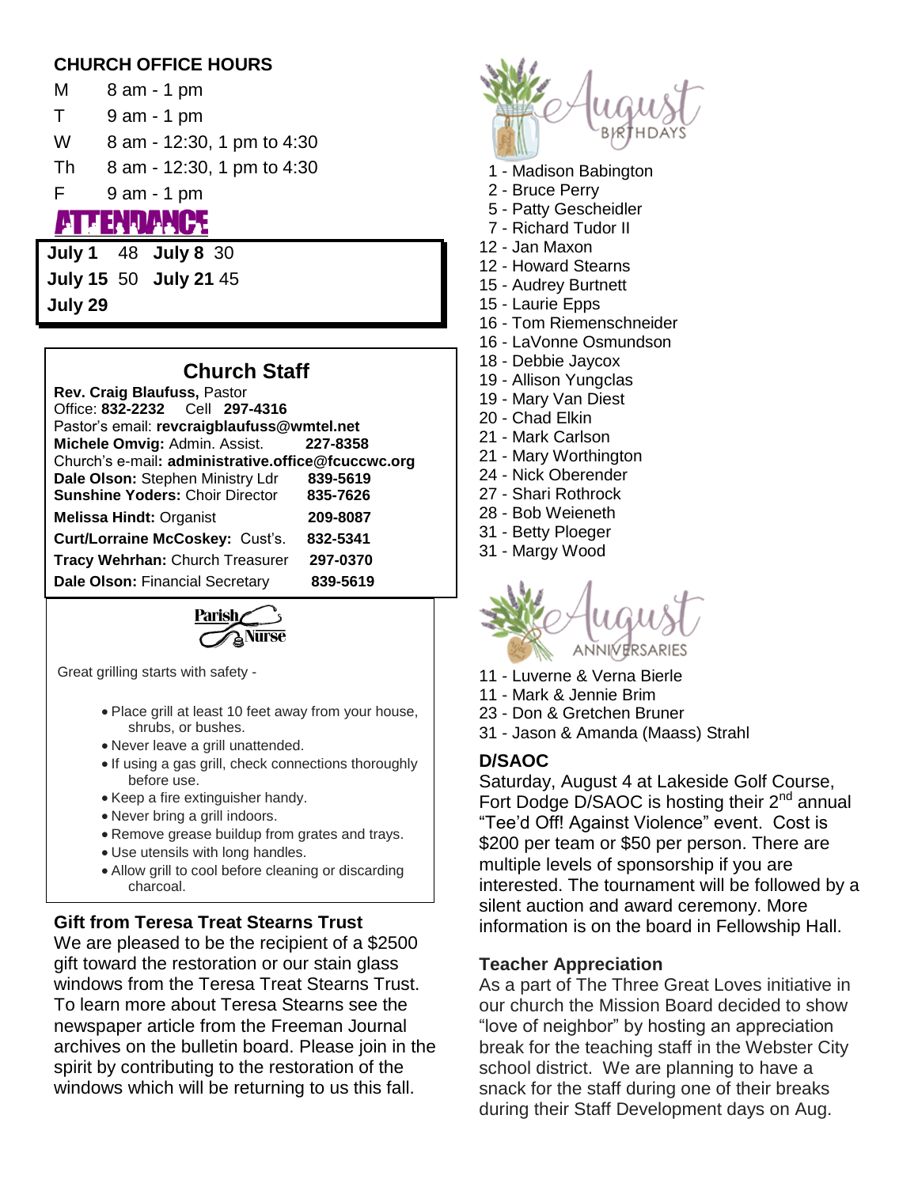## CHURCH OFFICE HOURS

| | |
|---|---|
| M | 8 am - 1 pm |
| T | 9 am - 1 pm |
| W | 8 am - 12:30, 1 pm to 4:30 |
| Th | 8 am - 12:30, 1 pm to 4:30 |
| F | 9 am - 1 pm |

## ATTENDANCE

| | | | |
|---|---|---|---|
| **July 1** | 48 | **July 8** | 30 |
| **July 15** | 50 | **July 21** | 45 |
| **July 29** | | | |

## Church Staff

**Rev. Craig Blaufuss,** Pastor
Office: **832-2232** Cell **297-4316**
Pastor's email: **revcraigblaufuss@wmtel.net**
**Michele Omvig:** Admin. Assist. **227-8358**
Church's e-mail**: administrative.office@fcuccwc.org**
**Dale Olson:** Stephen Ministry Ldr **839-5619**
**Sunshine Yoders:** Choir Director **835-7626**
**Melissa Hindt:** Organist **209-8087**
**Curt/Lorraine McCoskey:** Cust's. **832-5341**
**Tracy Wehrhan:** Church Treasurer **297-0370**
**Dale Olson:** Financial Secretary **839-5619**

## Parish Nurse

Great grilling starts with safety -

- Place grill at least 10 feet away from your house, shrubs, or bushes.
- Never leave a grill unattended.
- If using a gas grill, check connections thoroughly before use.
- Keep a fire extinguisher handy.
- Never bring a grill indoors.
- Remove grease buildup from grates and trays.
- Use utensils with long handles.
- Allow grill to cool before cleaning or discarding charcoal.

### Gift from Teresa Treat Stearns Trust

We are pleased to be the recipient of a $2500 gift toward the restoration or our stain glass windows from the Teresa Treat Stearns Trust. To learn more about Teresa Stearns see the newspaper article from the Freeman Journal archives on the bulletin board. Please join in the spirit by contributing to the restoration of the windows which will be returning to us this fall.

## August Birthdays

1 - Madison Babington
2 - Bruce Perry
5 - Patty Gescheidler
7 - Richard Tudor II
12 - Jan Maxon
12 - Howard Stearns
15 - Audrey Burtnett
15 - Laurie Epps
16 - Tom Riemenschneider
16 - LaVonne Osmundson
18 - Debbie Jaycox
19 - Allison Yungclas
19 - Mary Van Diest
20 - Chad Elkin
21 - Mark Carlson
21 - Mary Worthington
24 - Nick Oberender
27 - Shari Rothrock
28 - Bob Weieneth
31 - Betty Ploeger
31 - Margy Wood

## August Anniversaries

11 - Luverne & Verna Bierle
11 - Mark & Jennie Brim
23 - Don & Gretchen Bruner
31 - Jason & Amanda (Maass) Strahl

### D/SAOC

Saturday, August 4 at Lakeside Golf Course, Fort Dodge D/SAOC is hosting their 2nd annual "Tee'd Off! Against Violence" event. Cost is $200 per team or $50 per person. There are multiple levels of sponsorship if you are interested. The tournament will be followed by a silent auction and award ceremony. More information is on the board in Fellowship Hall.

### Teacher Appreciation

As a part of The Three Great Loves initiative in our church the Mission Board decided to show "love of neighbor" by hosting an appreciation break for the teaching staff in the Webster City school district. We are planning to have a snack for the staff during one of their breaks during their Staff Development days on Aug.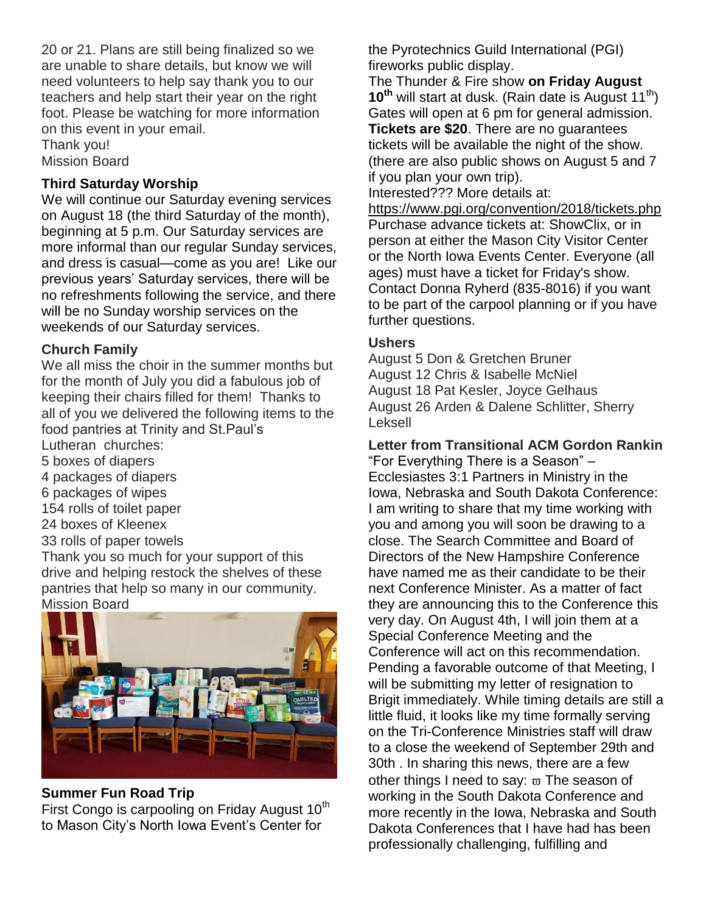20 or 21. Plans are still being finalized so we are unable to share details, but know we will need volunteers to help say thank you to our teachers and help start their year on the right foot. Please be watching for more information on this event in your email.
Thank you!
Mission Board

**Third Saturday Worship**
We will continue our Saturday evening services on August 18 (the third Saturday of the month), beginning at 5 p.m. Our Saturday services are more informal than our regular Sunday services, and dress is casual—come as you are! Like our previous years' Saturday services, there will be no refreshments following the service, and there will be no Sunday worship services on the weekends of our Saturday services.

**Church Family**
We all miss the choir in the summer months but for the month of July you did a fabulous job of keeping their chairs filled for them! Thanks to all of you we delivered the following items to the food pantries at Trinity and St.Paul's Lutheran churches:
5 boxes of diapers
4 packages of diapers
6 packages of wipes
154 rolls of toilet paper
24 boxes of Kleenex
33 rolls of paper towels
Thank you so much for your support of this drive and helping restock the shelves of these pantries that help so many in our community.
Mission Board

**Summer Fun Road Trip**
First Congo is carpooling on Friday August 10th to Mason City's North Iowa Event's Center for the Pyrotechnics Guild International (PGI) fireworks public display.
The Thunder & Fire show **on Friday August 10th** will start at dusk. (Rain date is August 11th) Gates will open at 6 pm for general admission. **Tickets are $20**. There are no guarantees tickets will be available the night of the show. (there are also public shows on August 5 and 7 if you plan your own trip).
Interested??? More details at:
https://www.pgi.org/convention/2018/tickets.php
Purchase advance tickets at: ShowClix, or in person at either the Mason City Visitor Center or the North Iowa Events Center. Everyone (all ages) must have a ticket for Friday's show. Contact Donna Ryherd (835-8016) if you want to be part of the carpool planning or if you have further questions.

**Ushers**
August 5 Don & Gretchen Bruner
August 12 Chris & Isabelle McNiel
August 18 Pat Kesler, Joyce Gelhaus
August 26 Arden & Dalene Schlitter, Sherry Leksell

**Letter from Transitional ACM Gordon Rankin**
"For Everything There is a Season" – Ecclesiastes 3:1 Partners in Ministry in the Iowa, Nebraska and South Dakota Conference: I am writing to share that my time working with you and among you will soon be drawing to a close. The Search Committee and Board of Directors of the New Hampshire Conference have named me as their candidate to be their next Conference Minister. As a matter of fact they are announcing this to the Conference this very day. On August 4th, I will join them at a Special Conference Meeting and the Conference will act on this recommendation. Pending a favorable outcome of that Meeting, I will be submitting my letter of resignation to Brigit immediately. While timing details are still a little fluid, it looks like my time formally serving on the Tri-Conference Ministries staff will draw to a close the weekend of September 29th and 30th . In sharing this news, there are a few other things I need to say: ϖ The season of working in the South Dakota Conference and more recently in the Iowa, Nebraska and South Dakota Conferences that I have had has been professionally challenging, fulfilling and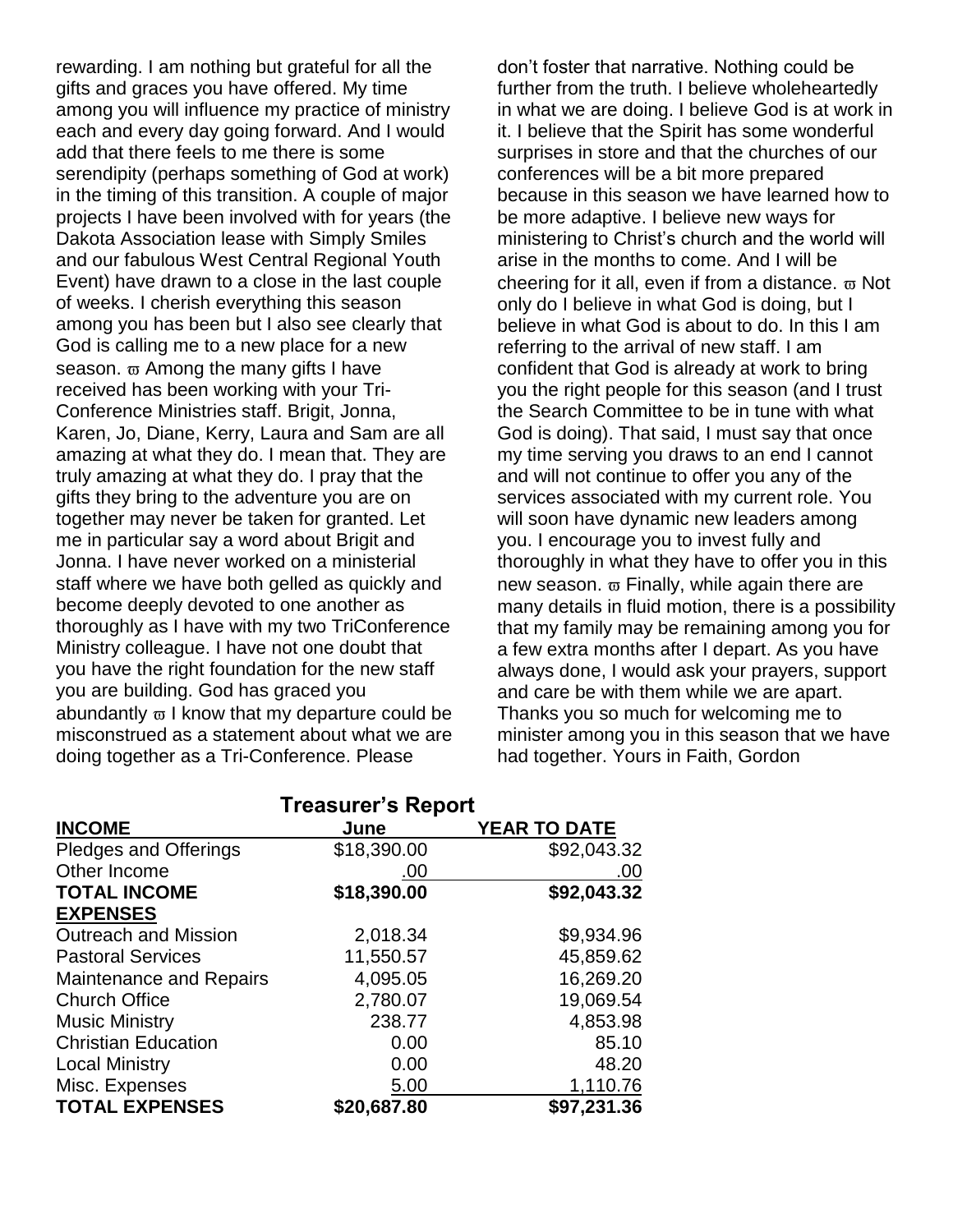rewarding. I am nothing but grateful for all the gifts and graces you have offered. My time among you will influence my practice of ministry each and every day going forward. And I would add that there feels to me there is some serendipity (perhaps something of God at work) in the timing of this transition. A couple of major projects I have been involved with for years (the Dakota Association lease with Simply Smiles and our fabulous West Central Regional Youth Event) have drawn to a close in the last couple of weeks. I cherish everything this season among you has been but I also see clearly that God is calling me to a new place for a new season. ϖ Among the many gifts I have received has been working with your Tri-Conference Ministries staff. Brigit, Jonna, Karen, Jo, Diane, Kerry, Laura and Sam are all amazing at what they do. I mean that. They are truly amazing at what they do. I pray that the gifts they bring to the adventure you are on together may never be taken for granted. Let me in particular say a word about Brigit and Jonna. I have never worked on a ministerial staff where we have both gelled as quickly and become deeply devoted to one another as thoroughly as I have with my two TriConference Ministry colleague. I have not one doubt that you have the right foundation for the new staff you are building. God has graced you abundantly ϖ I know that my departure could be misconstrued as a statement about what we are doing together as a Tri-Conference. Please don't foster that narrative. Nothing could be further from the truth. I believe wholeheartedly in what we are doing. I believe God is at work in it. I believe that the Spirit has some wonderful surprises in store and that the churches of our conferences will be a bit more prepared because in this season we have learned how to be more adaptive. I believe new ways for ministering to Christ's church and the world will arise in the months to come. And I will be cheering for it all, even if from a distance. ϖ Not only do I believe in what God is doing, but I believe in what God is about to do. In this I am referring to the arrival of new staff. I am confident that God is already at work to bring you the right people for this season (and I trust the Search Committee to be in tune with what God is doing). That said, I must say that once my time serving you draws to an end I cannot and will not continue to offer you any of the services associated with my current role. You will soon have dynamic new leaders among you. I encourage you to invest fully and thoroughly in what they have to offer you in this new season. ϖ Finally, while again there are many details in fluid motion, there is a possibility that my family may be remaining among you for a few extra months after I depart. As you have always done, I would ask your prayers, support and care be with them while we are apart. Thanks you so much for welcoming me to minister among you in this season that we have had together. Yours in Faith, Gordon

## Treasurer's Report

| **INCOME** | **June** | **YEAR TO DATE** |
|---|---|---|
| Pledges and Offerings | $18,390.00 | $92,043.32 |
| Other Income | .00 | .00 |
| **TOTAL INCOME** | **$18,390.00** | **$92,043.32** |
| **EXPENSES** | | |
| Outreach and Mission | 2,018.34 | $9,934.96 |
| Pastoral Services | 11,550.57 | 45,859.62 |
| Maintenance and Repairs | 4,095.05 | 16,269.20 |
| Church Office | 2,780.07 | 19,069.54 |
| Music Ministry | 238.77 | 4,853.98 |
| Christian Education | 0.00 | 85.10 |
| Local Ministry | 0.00 | 48.20 |
| Misc. Expenses | 5.00 | 1,110.76 |
| **TOTAL EXPENSES** | **$20,687.80** | **$97,231.36** |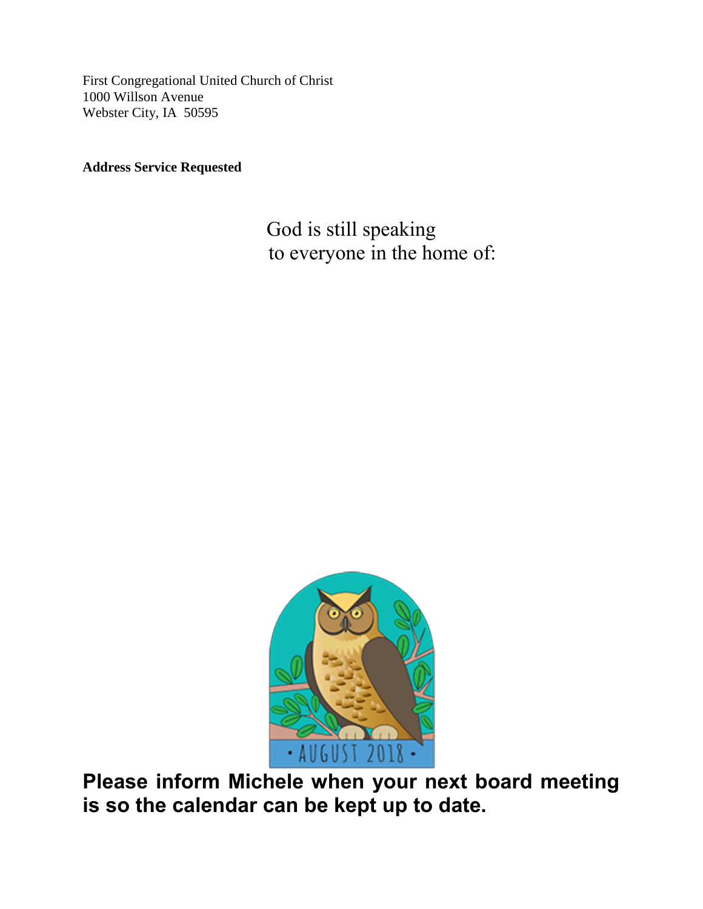First Congregational United Church of Christ
1000 Willson Avenue
Webster City, IA 50595

**Address Service Requested**

God is still speaking
to everyone in the home of:

**Please inform Michele when your next board meeting is so the calendar can be kept up to date.**